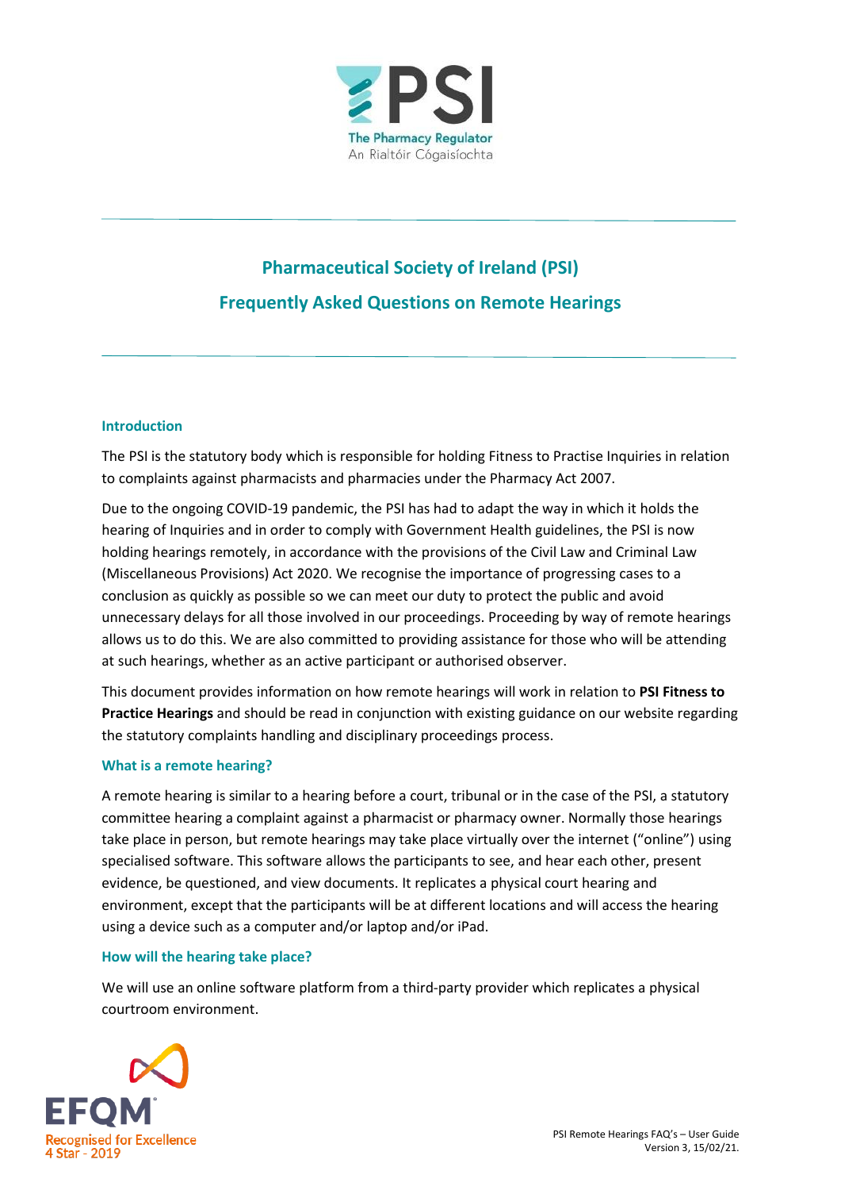# Pharmaceutical Society of Ireland (PSI)

## Frequently Asked Questions on Remote Hearings

### Introduction

The PSI is the statutory body which is responsible for holding Fitness to Practise Inquiries in relation to complaints against pharmacists and pharmacies under the Pharmacy Act 2007.

Due to the ongoing COVID-19 pandemic, the PSI has had to adapt the way in which it holds the hearing of Inquiries and in order to comply with Government Health guidelines, the PSI is now holding hearings remotely, in accordance with the provisions of the Civil Law and Criminal Law (Miscellaneous Provisions) Act 2020. We recognise the importance of progressing cases to a conclusion as quickly as possible so we can meet our duty to protect the public and avoid unnecessary delays for all those involved in our proceedings. Proceeding by way of remote hearings allows us to do this. We are also committed to providing assistance for those who will be attending at such hearings, whether as an active participant or authorised observer.

This document provides information on how remote hearings will work in relation to **PSI Fitness to Practice Hearings** and should be read in conjunction with existing guidance on our website regarding the statutory complaints handling and disciplinary proceedings process.

### What is a remote hearing?

A remote hearing is similar to a hearing before a court, tribunal or in the case of the PSI, a statutory committee hearing a complaint against a pharmacist or pharmacy owner. Normally those hearings take place in person, but remote hearings may take place virtually over the internet ("online") using specialised software. This software allows the participants to see, and hear each other, present evidence, be questioned, and view documents. It replicates a physical court hearing and environment, except that the participants will be at different locations and will access the hearing using a device such as a computer and/or laptop and/or iPad.

### How will the hearing take place?

We will use an online software platform from a third-party provider which replicates a physical courtroom environment.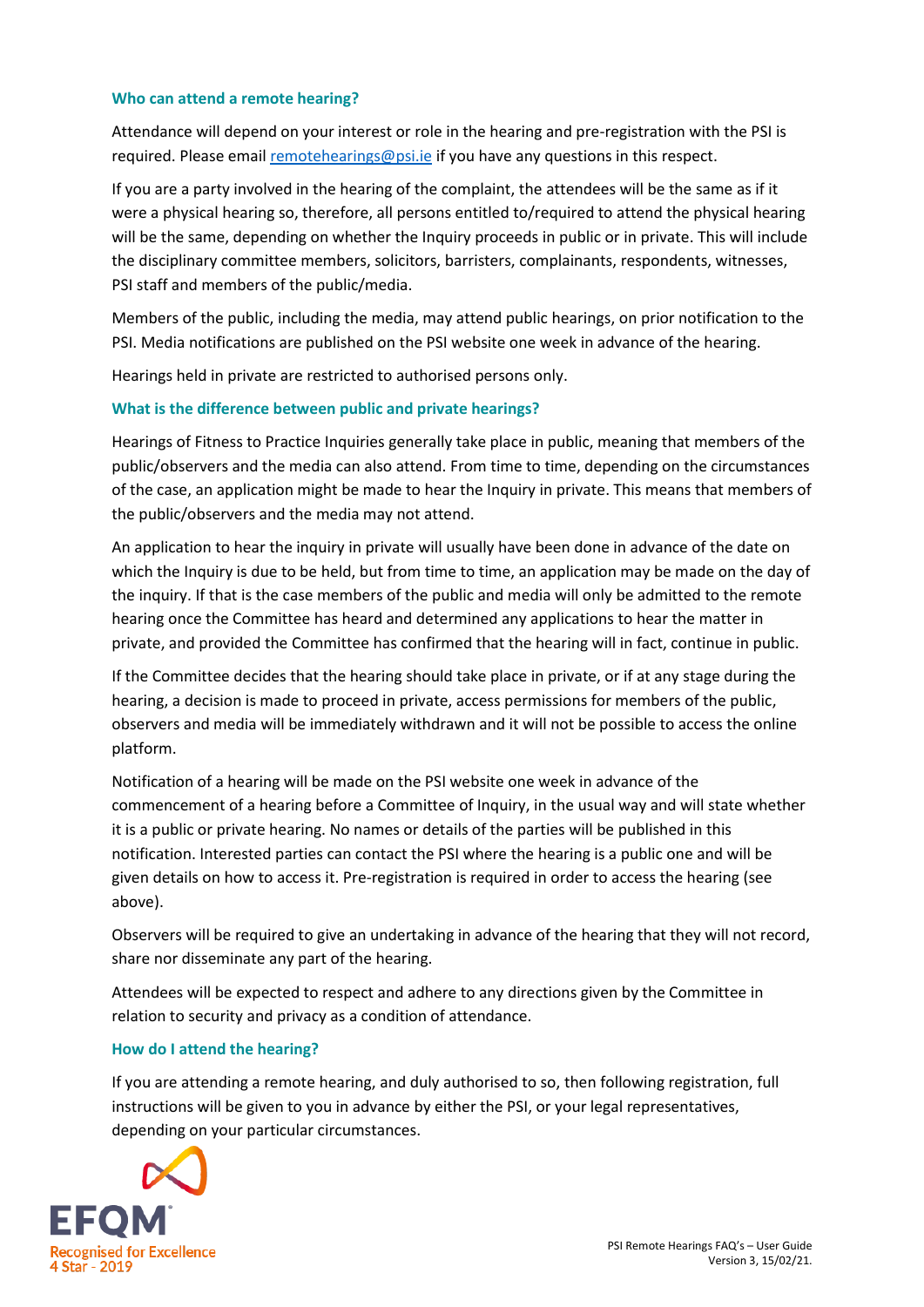### Who can attend a remote hearing?

Attendance will depend on your interest or role in the hearing and pre-registration with the PSI is required. Please email remotehearings@psi.ie if you have any questions in this respect.

If you are a party involved in the hearing of the complaint, the attendees will be the same as if it were a physical hearing so, therefore, all persons entitled to/required to attend the physical hearing will be the same, depending on whether the Inquiry proceeds in public or in private. This will include the disciplinary committee members, solicitors, barristers, complainants, respondents, witnesses, PSI staff and members of the public/media.

Members of the public, including the media, may attend public hearings, on prior notification to the PSI. Media notifications are published on the PSI website one week in advance of the hearing.

Hearings held in private are restricted to authorised persons only.

### What is the difference between public and private hearings?

Hearings of Fitness to Practice Inquiries generally take place in public, meaning that members of the public/observers and the media can also attend. From time to time, depending on the circumstances of the case, an application might be made to hear the Inquiry in private. This means that members of the public/observers and the media may not attend.

An application to hear the inquiry in private will usually have been done in advance of the date on which the Inquiry is due to be held, but from time to time, an application may be made on the day of the inquiry. If that is the case members of the public and media will only be admitted to the remote hearing once the Committee has heard and determined any applications to hear the matter in private, and provided the Committee has confirmed that the hearing will in fact, continue in public.

If the Committee decides that the hearing should take place in private, or if at any stage during the hearing, a decision is made to proceed in private, access permissions for members of the public, observers and media will be immediately withdrawn and it will not be possible to access the online platform.

Notification of a hearing will be made on the PSI website one week in advance of the commencement of a hearing before a Committee of Inquiry, in the usual way and will state whether it is a public or private hearing. No names or details of the parties will be published in this notification. Interested parties can contact the PSI where the hearing is a public one and will be given details on how to access it. Pre-registration is required in order to access the hearing (see above).

Observers will be required to give an undertaking in advance of the hearing that they will not record, share nor disseminate any part of the hearing.

Attendees will be expected to respect and adhere to any directions given by the Committee in relation to security and privacy as a condition of attendance.

### How do I attend the hearing?

If you are attending a remote hearing, and duly authorised to so, then following registration, full instructions will be given to you in advance by either the PSI, or your legal representatives, depending on your particular circumstances.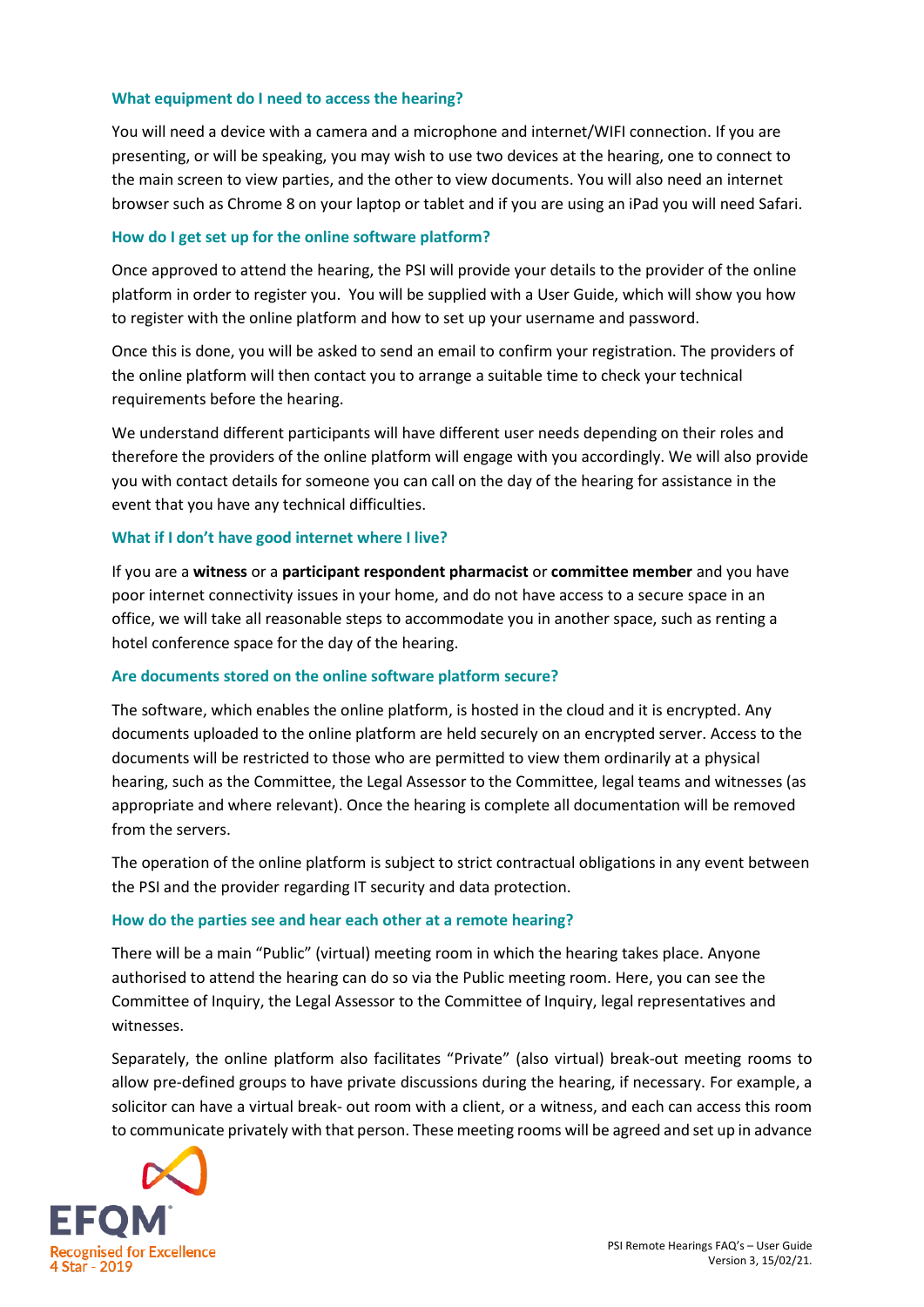### What equipment do I need to access the hearing?

You will need a device with a camera and a microphone and internet/WIFI connection. If you are presenting, or will be speaking, you may wish to use two devices at the hearing, one to connect to the main screen to view parties, and the other to view documents. You will also need an internet browser such as Chrome 8 on your laptop or tablet and if you are using an iPad you will need Safari.

### How do I get set up for the online software platform?

Once approved to attend the hearing, the PSI will provide your details to the provider of the online platform in order to register you. You will be supplied with a User Guide, which will show you how to register with the online platform and how to set up your username and password.

Once this is done, you will be asked to send an email to confirm your registration. The providers of the online platform will then contact you to arrange a suitable time to check your technical requirements before the hearing.

We understand different participants will have different user needs depending on their roles and therefore the providers of the online platform will engage with you accordingly. We will also provide you with contact details for someone you can call on the day of the hearing for assistance in the event that you have any technical difficulties.

### What if I don't have good internet where I live?

If you are a **witness** or a **participant respondent pharmacist** or **committee member** and you have poor internet connectivity issues in your home, and do not have access to a secure space in an office, we will take all reasonable steps to accommodate you in another space, such as renting a hotel conference space for the day of the hearing.

### Are documents stored on the online software platform secure?

The software, which enables the online platform, is hosted in the cloud and it is encrypted. Any documents uploaded to the online platform are held securely on an encrypted server. Access to the documents will be restricted to those who are permitted to view them ordinarily at a physical hearing, such as the Committee, the Legal Assessor to the Committee, legal teams and witnesses (as appropriate and where relevant). Once the hearing is complete all documentation will be removed from the servers.

The operation of the online platform is subject to strict contractual obligations in any event between the PSI and the provider regarding IT security and data protection.

### How do the parties see and hear each other at a remote hearing?

There will be a main "Public" (virtual) meeting room in which the hearing takes place. Anyone authorised to attend the hearing can do so via the Public meeting room. Here, you can see the Committee of Inquiry, the Legal Assessor to the Committee of Inquiry, legal representatives and witnesses.

Separately, the online platform also facilitates "Private" (also virtual) break-out meeting rooms to allow pre-defined groups to have private discussions during the hearing, if necessary. For example, a solicitor can have a virtual break- out room with a client, or a witness, and each can access this room to communicate privately with that person. These meeting rooms will be agreed and set up in advance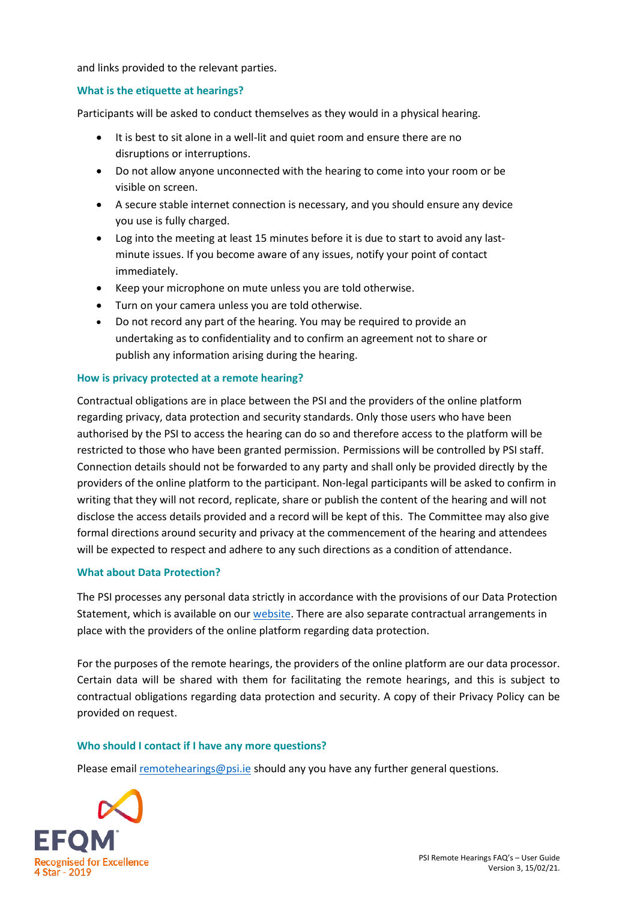and links provided to the relevant parties.

### What is the etiquette at hearings?

Participants will be asked to conduct themselves as they would in a physical hearing.

- It is best to sit alone in a well-lit and quiet room and ensure there are no disruptions or interruptions.
- Do not allow anyone unconnected with the hearing to come into your room or be visible on screen.
- A secure stable internet connection is necessary, and you should ensure any device you use is fully charged.
- Log into the meeting at least 15 minutes before it is due to start to avoid any last-minute issues. If you become aware of any issues, notify your point of contact immediately.
- Keep your microphone on mute unless you are told otherwise.
- Turn on your camera unless you are told otherwise.
- Do not record any part of the hearing. You may be required to provide an undertaking as to confidentiality and to confirm an agreement not to share or publish any information arising during the hearing.

### How is privacy protected at a remote hearing?

Contractual obligations are in place between the PSI and the providers of the online platform regarding privacy, data protection and security standards. Only those users who have been authorised by the PSI to access the hearing can do so and therefore access to the platform will be restricted to those who have been granted permission. Permissions will be controlled by PSI staff. Connection details should not be forwarded to any party and shall only be provided directly by the providers of the online platform to the participant. Non-legal participants will be asked to confirm in writing that they will not record, replicate, share or publish the content of the hearing and will not disclose the access details provided and a record will be kept of this. The Committee may also give formal directions around security and privacy at the commencement of the hearing and attendees will be expected to respect and adhere to any such directions as a condition of attendance.

### What about Data Protection?

The PSI processes any personal data strictly in accordance with the provisions of our Data Protection Statement, which is available on our website. There are also separate contractual arrangements in place with the providers of the online platform regarding data protection.

For the purposes of the remote hearings, the providers of the online platform are our data processor. Certain data will be shared with them for facilitating the remote hearings, and this is subject to contractual obligations regarding data protection and security. A copy of their Privacy Policy can be provided on request.

### Who should I contact if I have any more questions?

Please email remotehearings@psi.ie should any you have any further general questions.

EFQM
Recognised for Excellence
4 Star - 2019